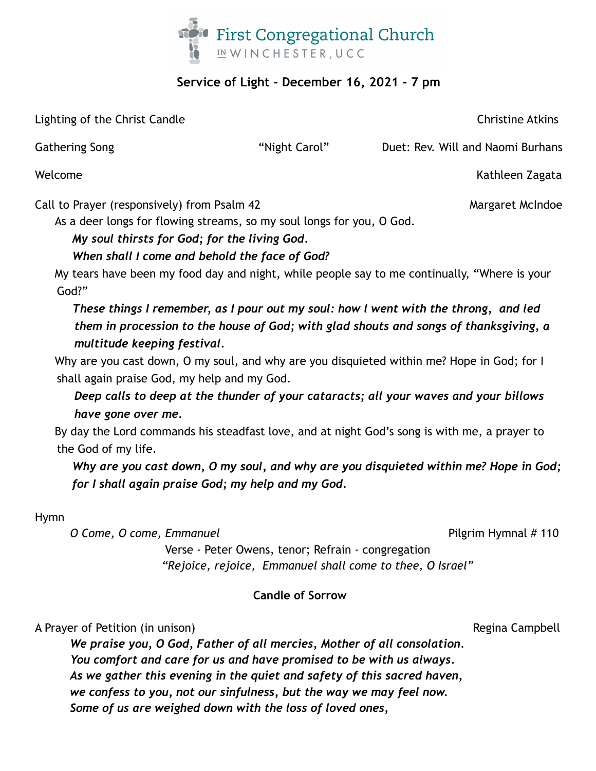First Congregational Church in WINCHESTER, UCC

## Service of Light - December 16, 2021 - 7 pm

Lighting of the Christ Candle — Christine Atkins

Gathering Song — "Night Carol" — Duet: Rev. Will and Naomi Burhans

Welcome — Kathleen Zagata

Call to Prayer (responsively) from Psalm 42 — Margaret McIndoe

As a deer longs for flowing streams, so my soul longs for you, O God.

***My soul thirsts for God; for the living God.***
***When shall I come and behold the face of God?***

My tears have been my food day and night, while people say to me continually, "Where is your God?"

***These things I remember, as I pour out my soul: how I went with the throng, and led them in procession to the house of God; with glad shouts and songs of thanksgiving, a multitude keeping festival.***

Why are you cast down, O my soul, and why are you disquieted within me? Hope in God; for I shall again praise God, my help and my God.

***Deep calls to deep at the thunder of your cataracts; all your waves and your billows have gone over me.***

By day the Lord commands his steadfast love, and at night God's song is with me, a prayer to the God of my life.

***Why are you cast down, O my soul, and why are you disquieted within me? Hope in God; for I shall again praise God; my help and my God.***

Hymn

*O Come, O come, Emmanuel* — Pilgrim Hymnal # 110

Verse - Peter Owens, tenor; Refrain - congregation

*"Rejoice, rejoice, Emmanuel shall come to thee, O Israel"*

### Candle of Sorrow

A Prayer of Petition (in unison) — Regina Campbell

***We praise you, O God, Father of all mercies, Mother of all consolation.***
***You comfort and care for us and have promised to be with us always.***
***As we gather this evening in the quiet and safety of this sacred haven,***
***we confess to you, not our sinfulness, but the way we may feel now.***
***Some of us are weighed down with the loss of loved ones,***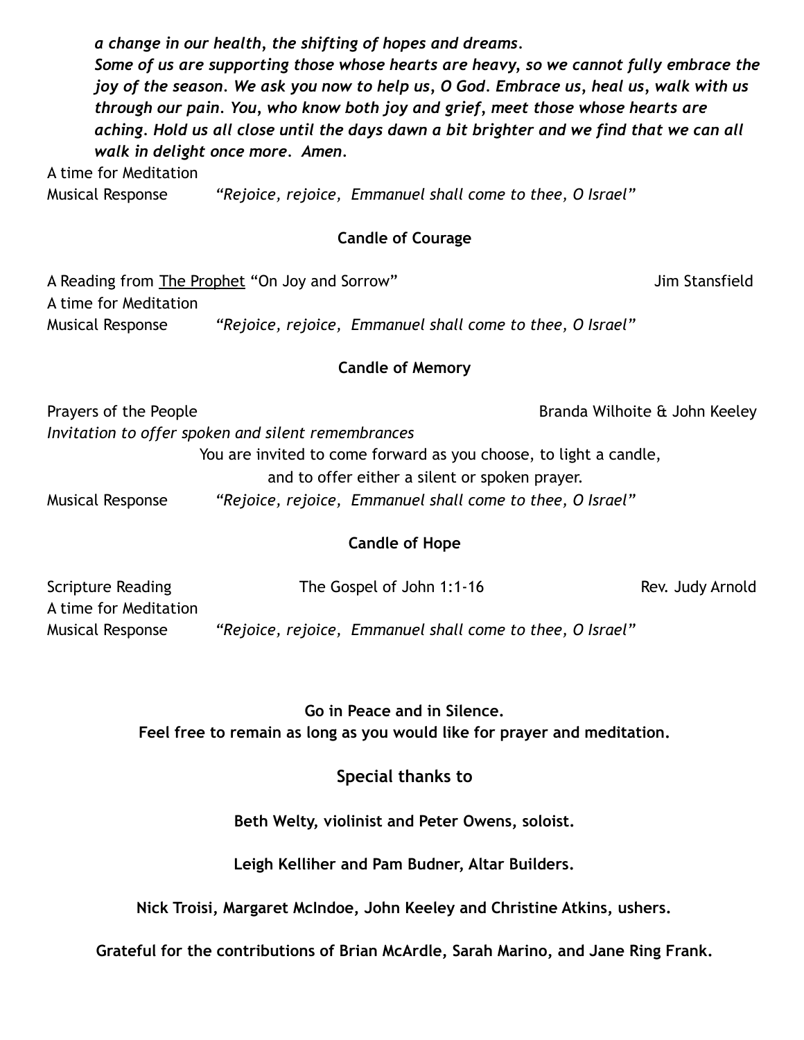*a change in our health, the shifting of hopes and dreams.*
***Some of us are supporting those whose hearts are heavy, so we cannot fully embrace the joy of the season. We ask you now to help us, O God. Embrace us, heal us, walk with us through our pain. You, who know both joy and grief, meet those whose hearts are aching. Hold us all close until the days dawn a bit brighter and we find that we can all walk in delight once more. Amen.***

A time for Meditation
Musical Response *"Rejoice, rejoice, Emmanuel shall come to thee, O Israel"*

**Candle of Courage**

A Reading from The Prophet "On Joy and Sorrow" Jim Stansfield
A time for Meditation
Musical Response *"Rejoice, rejoice, Emmanuel shall come to thee, O Israel"*

**Candle of Memory**

Prayers of the People Branda Wilhoite & John Keeley
*Invitation to offer spoken and silent remembrances*
You are invited to come forward as you choose, to light a candle, and to offer either a silent or spoken prayer.
Musical Response *"Rejoice, rejoice, Emmanuel shall come to thee, O Israel"*

**Candle of Hope**

Scripture Reading The Gospel of John 1:1-16 Rev. Judy Arnold
A time for Meditation
Musical Response *"Rejoice, rejoice, Emmanuel shall come to thee, O Israel"*

**Go in Peace and in Silence.**
**Feel free to remain as long as you would like for prayer and meditation.**

**Special thanks to**

**Beth Welty, violinist and Peter Owens, soloist.**

**Leigh Kelliher and Pam Budner, Altar Builders.**

**Nick Troisi, Margaret McIndoe, John Keeley and Christine Atkins, ushers.**

**Grateful for the contributions of Brian McArdle, Sarah Marino, and Jane Ring Frank.**